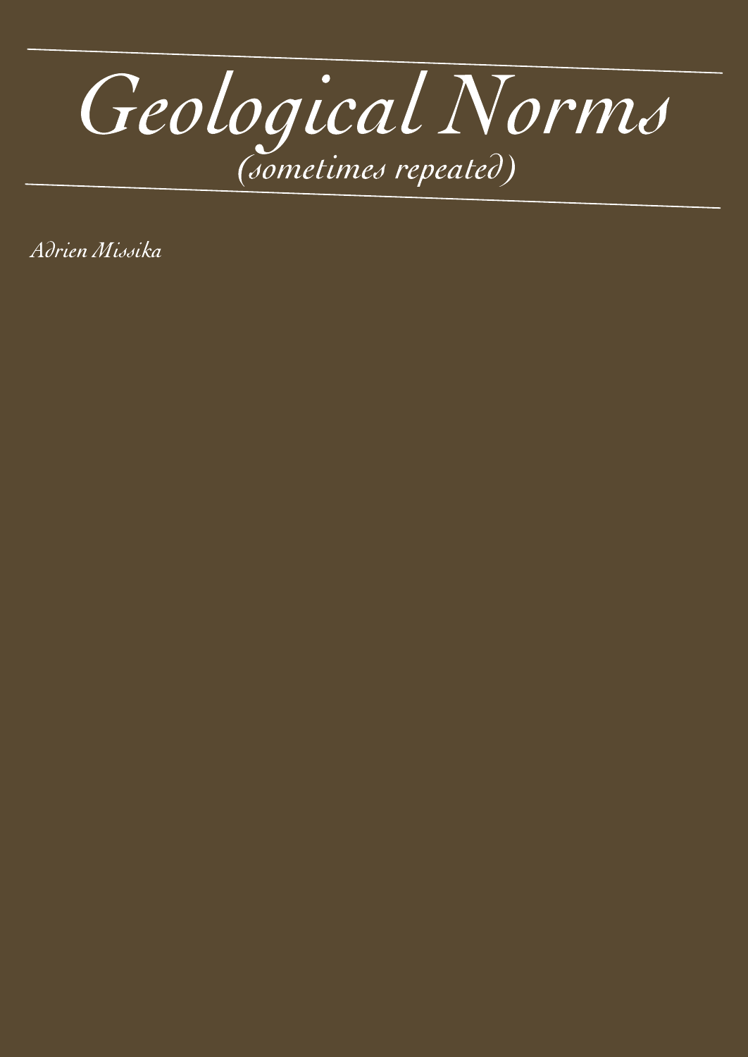# *Geological Norms*

*(sometimes repeated)*

*Adrien Missika*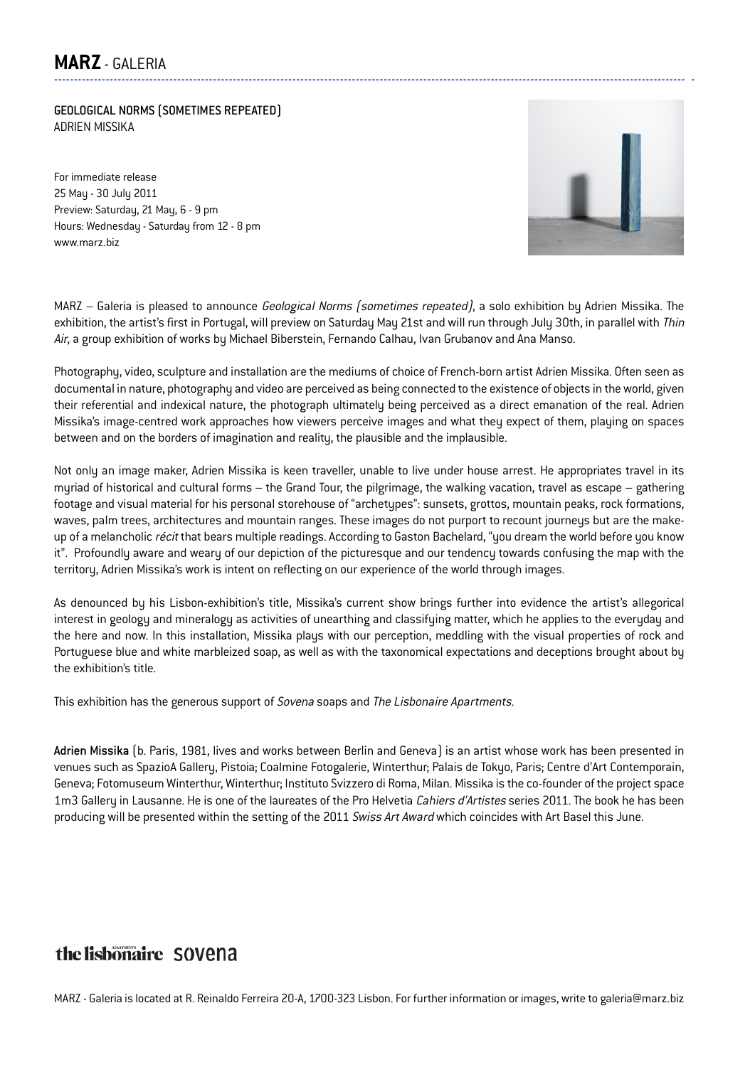# MARZ - GALERIA

**GEOLOGICAL NORMS (SOMETIMES REPEATED)**
ADRIEN MISSIKA

For immediate release
25 May - 30 July 2011
Preview: Saturday, 21 May, 6 - 9 pm
Hours: Wednesday - Saturday from 12 - 8 pm
www.marz.biz

MARZ – Galeria is pleased to announce *Geological Norms (sometimes repeated)*, a solo exhibition by Adrien Missika. The exhibition, the artist's first in Portugal, will preview on Saturday May 21st and will run through July 30th, in parallel with *Thin Air*, a group exhibition of works by Michael Biberstein, Fernando Calhau, Ivan Grubanov and Ana Manso.

Photography, video, sculpture and installation are the mediums of choice of French-born artist Adrien Missika. Often seen as documental in nature, photography and video are perceived as being connected to the existence of objects in the world, given their referential and indexical nature, the photograph ultimately being perceived as a direct emanation of the real. Adrien Missika's image-centred work approaches how viewers perceive images and what they expect of them, playing on spaces between and on the borders of imagination and reality, the plausible and the implausible.

Not only an image maker, Adrien Missika is keen traveller, unable to live under house arrest. He appropriates travel in its myriad of historical and cultural forms – the Grand Tour, the pilgrimage, the walking vacation, travel as escape – gathering footage and visual material for his personal storehouse of "archetypes": sunsets, grottos, mountain peaks, rock formations, waves, palm trees, architectures and mountain ranges. These images do not purport to recount journeys but are the make-up of a melancholic *récit* that bears multiple readings. According to Gaston Bachelard, "you dream the world before you know it". Profoundly aware and weary of our depiction of the picturesque and our tendency towards confusing the map with the territory, Adrien Missika's work is intent on reflecting on our experience of the world through images.

As denounced by his Lisbon-exhibition's title, Missika's current show brings further into evidence the artist's allegorical interest in geology and mineralogy as activities of unearthing and classifying matter, which he applies to the everyday and the here and now. In this installation, Missika plays with our perception, meddling with the visual properties of rock and Portuguese blue and white marbleized soap, as well as with the taxonomical expectations and deceptions brought about by the exhibition's title.

This exhibition has the generous support of *Sovena* soaps and *The Lisbonaire Apartments*.

**Adrien Missika** (b. Paris, 1981, lives and works between Berlin and Geneva) is an artist whose work has been presented in venues such as SpazioA Gallery, Pistoia; Coalmine Fotogalerie, Winterthur; Palais de Tokyo, Paris; Centre d'Art Contemporain, Geneva; Fotomuseum Winterthur, Winterthur; Instituto Svizzero di Roma, Milan. Missika is the co-founder of the project space 1m3 Gallery in Lausanne. He is one of the laureates of the Pro Helvetia *Cahiers d'Artistes* series 2011. The book he has been producing will be presented within the setting of the 2011 *Swiss Art Award* which coincides with Art Basel this June.

the lisbonaire sovena

MARZ - Galeria is located at R. Reinaldo Ferreira 20-A, 1700-323 Lisbon. For further information or images, write to galeria@marz.biz